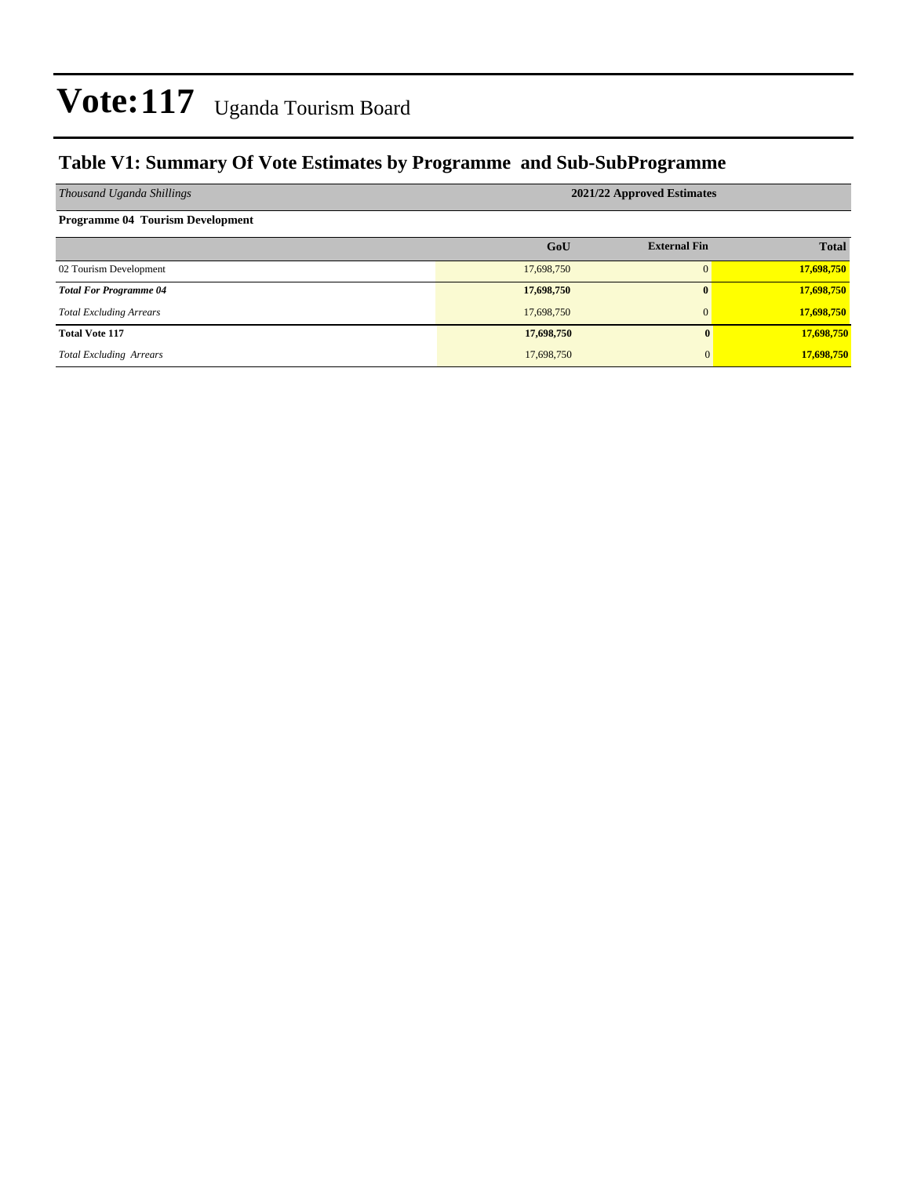# Vote:117 Uganda Tourism Board

## Table V1: Summary Of Vote Estimates by Programme and Sub-SubProgramme

| *Thousand Uganda Shillings* | **2021/22 Approved Estimates** | | |
|---|---|---|---|
| **Programme 04 Tourism Development** | | | |
| | **GoU** | **External Fin** | **Total** |
| 02 Tourism Development | 17,698,750 | 0 | **17,698,750** |
| ***Total For Programme 04*** | **17,698,750** | **0** | **17,698,750** |
| *Total Excluding Arrears* | 17,698,750 | 0 | **17,698,750** |
| **Total Vote 117** | **17,698,750** | **0** | **17,698,750** |
| *Total Excluding Arrears* | 17,698,750 | 0 | **17,698,750** |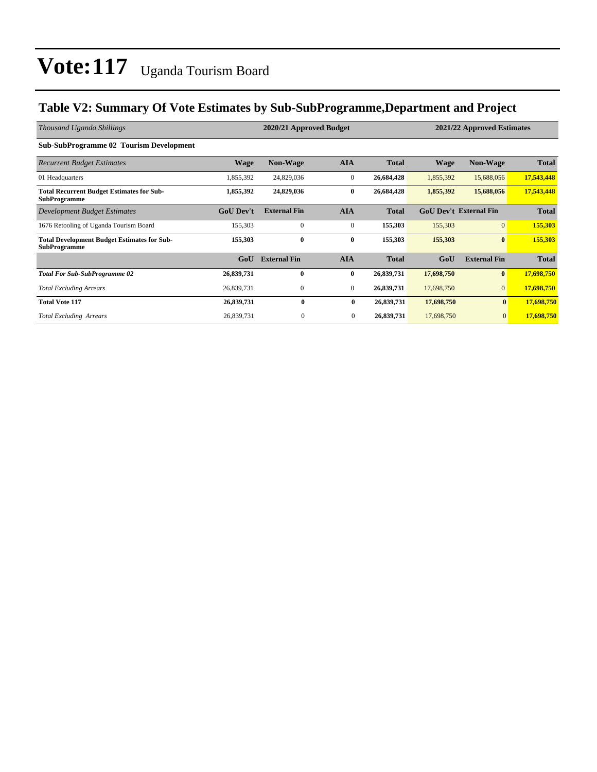# Vote:117 Uganda Tourism Board

## Table V2: Summary Of Vote Estimates by Sub-SubProgramme,Department and Project

| *Thousand Uganda Shillings* | 2020/21 Approved Budget | | | | 2021/22 Approved Estimates | | |
|---|---|---|---|---|---|---|---|
| **Sub-SubProgramme 02 Tourism Development** | | | | | | | |
| *Recurrent Budget Estimates* | **Wage** | **Non-Wage** | **AIA** | **Total** | **Wage** | **Non-Wage** | **Total** |
| 01 Headquarters | 1,855,392 | 24,829,036 | 0 | **26,684,428** | 1,855,392 | 15,688,056 | **17,543,448** |
| **Total Recurrent Budget Estimates for Sub-SubProgramme** | **1,855,392** | **24,829,036** | **0** | **26,684,428** | **1,855,392** | **15,688,056** | **17,543,448** |
| *Development Budget Estimates* | **GoU Dev't** | **External Fin** | **AIA** | **Total** | **GoU Dev't** | **External Fin** | **Total** |
| 1676 Retooling of Uganda Tourism Board | 155,303 | 0 | 0 | **155,303** | 155,303 | 0 | **155,303** |
| **Total Development Budget Estimates for Sub-SubProgramme** | **155,303** | **0** | **0** | **155,303** | **155,303** | **0** | **155,303** |
| | **GoU** | **External Fin** | **AIA** | **Total** | **GoU** | **External Fin** | **Total** |
| ***Total For Sub-SubProgramme 02*** | **26,839,731** | **0** | **0** | **26,839,731** | **17,698,750** | **0** | **17,698,750** |
| *Total Excluding Arrears* | 26,839,731 | 0 | 0 | **26,839,731** | 17,698,750 | 0 | **17,698,750** |
| **Total Vote 117** | **26,839,731** | **0** | **0** | **26,839,731** | **17,698,750** | **0** | **17,698,750** |
| *Total Excluding Arrears* | 26,839,731 | 0 | 0 | **26,839,731** | 17,698,750 | 0 | **17,698,750** |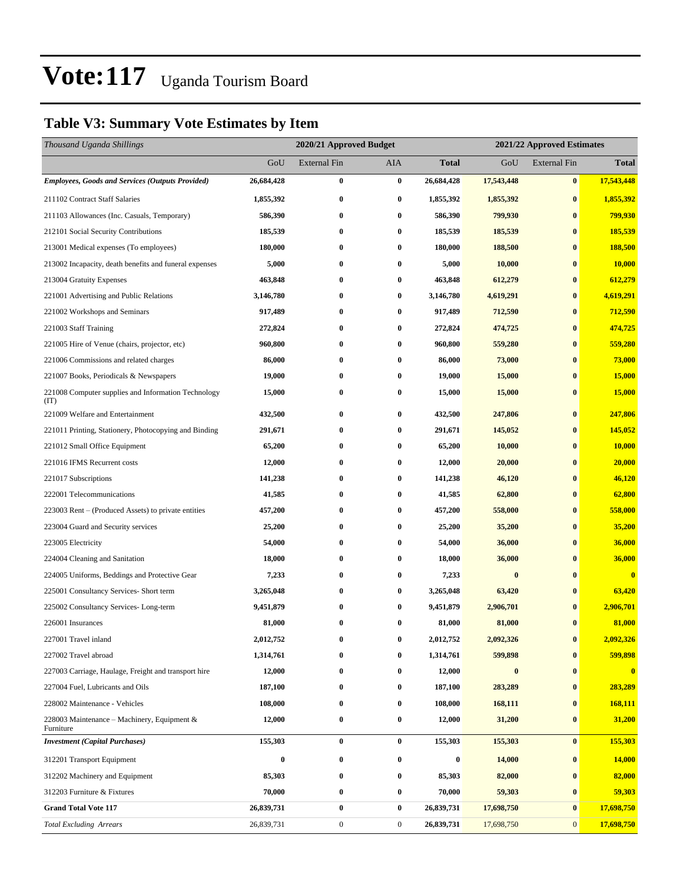# Vote:117 Uganda Tourism Board

## Table V3: Summary Vote Estimates by Item

| *Thousand Uganda Shillings* | 2020/21 Approved Budget | | | | 2021/22 Approved Estimates | | |
|---|---|---|---|---|---|---|---|
| | GoU | External Fin | AIA | **Total** | GoU | External Fin | **Total** |
| ***Employees, Goods and Services (Outputs Provided)*** | **26,684,428** | **0** | **0** | **26,684,428** | **17,543,448** | **0** | **17,543,448** |
| 211102 Contract Staff Salaries | **1,855,392** | **0** | **0** | **1,855,392** | **1,855,392** | **0** | **1,855,392** |
| 211103 Allowances (Inc. Casuals, Temporary) | **586,390** | **0** | **0** | **586,390** | **799,930** | **0** | **799,930** |
| 212101 Social Security Contributions | **185,539** | **0** | **0** | **185,539** | **185,539** | **0** | **185,539** |
| 213001 Medical expenses (To employees) | **180,000** | **0** | **0** | **180,000** | **188,500** | **0** | **188,500** |
| 213002 Incapacity, death benefits and funeral expenses | **5,000** | **0** | **0** | **5,000** | **10,000** | **0** | **10,000** |
| 213004 Gratuity Expenses | **463,848** | **0** | **0** | **463,848** | **612,279** | **0** | **612,279** |
| 221001 Advertising and Public Relations | **3,146,780** | **0** | **0** | **3,146,780** | **4,619,291** | **0** | **4,619,291** |
| 221002 Workshops and Seminars | **917,489** | **0** | **0** | **917,489** | **712,590** | **0** | **712,590** |
| 221003 Staff Training | **272,824** | **0** | **0** | **272,824** | **474,725** | **0** | **474,725** |
| 221005 Hire of Venue (chairs, projector, etc) | **960,800** | **0** | **0** | **960,800** | **559,280** | **0** | **559,280** |
| 221006 Commissions and related charges | **86,000** | **0** | **0** | **86,000** | **73,000** | **0** | **73,000** |
| 221007 Books, Periodicals & Newspapers | **19,000** | **0** | **0** | **19,000** | **15,000** | **0** | **15,000** |
| 221008 Computer supplies and Information Technology (IT) | **15,000** | **0** | **0** | **15,000** | **15,000** | **0** | **15,000** |
| 221009 Welfare and Entertainment | **432,500** | **0** | **0** | **432,500** | **247,806** | **0** | **247,806** |
| 221011 Printing, Stationery, Photocopying and Binding | **291,671** | **0** | **0** | **291,671** | **145,052** | **0** | **145,052** |
| 221012 Small Office Equipment | **65,200** | **0** | **0** | **65,200** | **10,000** | **0** | **10,000** |
| 221016 IFMS Recurrent costs | **12,000** | **0** | **0** | **12,000** | **20,000** | **0** | **20,000** |
| 221017 Subscriptions | **141,238** | **0** | **0** | **141,238** | **46,120** | **0** | **46,120** |
| 222001 Telecommunications | **41,585** | **0** | **0** | **41,585** | **62,800** | **0** | **62,800** |
| 223003 Rent – (Produced Assets) to private entities | **457,200** | **0** | **0** | **457,200** | **558,000** | **0** | **558,000** |
| 223004 Guard and Security services | **25,200** | **0** | **0** | **25,200** | **35,200** | **0** | **35,200** |
| 223005 Electricity | **54,000** | **0** | **0** | **54,000** | **36,000** | **0** | **36,000** |
| 224004 Cleaning and Sanitation | **18,000** | **0** | **0** | **18,000** | **36,000** | **0** | **36,000** |
| 224005 Uniforms, Beddings and Protective Gear | **7,233** | **0** | **0** | **7,233** | **0** | **0** | **0** |
| 225001 Consultancy Services- Short term | **3,265,048** | **0** | **0** | **3,265,048** | **63,420** | **0** | **63,420** |
| 225002 Consultancy Services- Long-term | **9,451,879** | **0** | **0** | **9,451,879** | **2,906,701** | **0** | **2,906,701** |
| 226001 Insurances | **81,000** | **0** | **0** | **81,000** | **81,000** | **0** | **81,000** |
| 227001 Travel inland | **2,012,752** | **0** | **0** | **2,012,752** | **2,092,326** | **0** | **2,092,326** |
| 227002 Travel abroad | **1,314,761** | **0** | **0** | **1,314,761** | **599,898** | **0** | **599,898** |
| 227003 Carriage, Haulage, Freight and transport hire | **12,000** | **0** | **0** | **12,000** | **0** | **0** | **0** |
| 227004 Fuel, Lubricants and Oils | **187,100** | **0** | **0** | **187,100** | **283,289** | **0** | **283,289** |
| 228002 Maintenance - Vehicles | **108,000** | **0** | **0** | **108,000** | **168,111** | **0** | **168,111** |
| 228003 Maintenance – Machinery, Equipment & Furniture | **12,000** | **0** | **0** | **12,000** | **31,200** | **0** | **31,200** |
| ***Investment (Capital Purchases)*** | **155,303** | **0** | **0** | **155,303** | **155,303** | **0** | **155,303** |
| 312201 Transport Equipment | **0** | **0** | **0** | **0** | **14,000** | **0** | **14,000** |
| 312202 Machinery and Equipment | **85,303** | **0** | **0** | **85,303** | **82,000** | **0** | **82,000** |
| 312203 Furniture & Fixtures | **70,000** | **0** | **0** | **70,000** | **59,303** | **0** | **59,303** |
| **Grand Total Vote 117** | **26,839,731** | **0** | **0** | **26,839,731** | **17,698,750** | **0** | **17,698,750** |
| *Total Excluding Arrears* | 26,839,731 | 0 | 0 | **26,839,731** | 17,698,750 | 0 | **17,698,750** |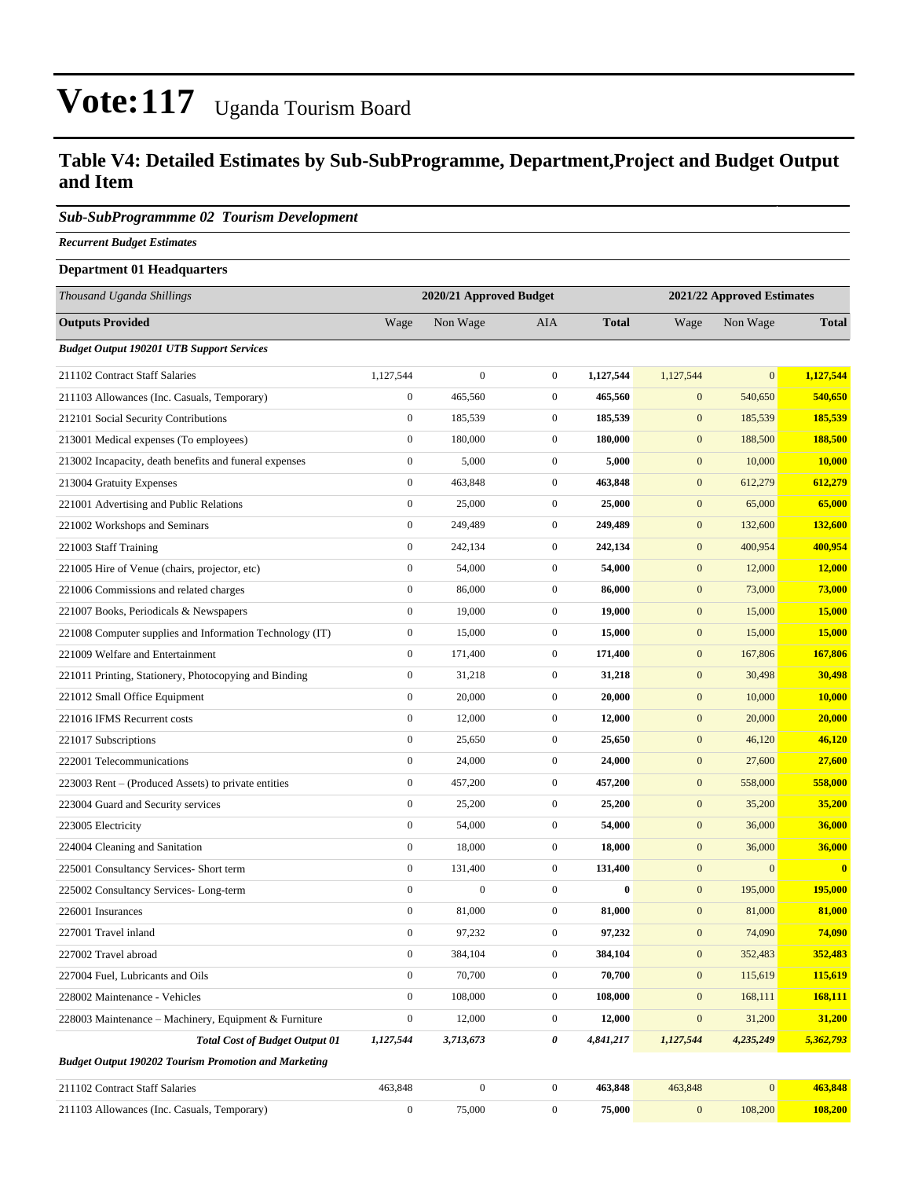# Vote:117 Uganda Tourism Board

## Table V4: Detailed Estimates by Sub-SubProgramme, Department,Project and Budget Output and Item

### *Sub-SubProgrammme 02 Tourism Development*

***Recurrent Budget Estimates***

**Department 01 Headquarters**

| *Thousand Uganda Shillings* | 2020/21 Approved Budget | | | | 2021/22 Approved Estimates | | |
|---|---|---|---|---|---|---|---|
| **Outputs Provided** | Wage | Non Wage | AIA | **Total** | Wage | Non Wage | **Total** |
| ***Budget Output 190201 UTB Support Services*** | | | | | | | |
| 211102 Contract Staff Salaries | 1,127,544 | 0 | 0 | **1,127,544** | 1,127,544 | 0 | **1,127,544** |
| 211103 Allowances (Inc. Casuals, Temporary) | 0 | 465,560 | 0 | **465,560** | 0 | 540,650 | **540,650** |
| 212101 Social Security Contributions | 0 | 185,539 | 0 | **185,539** | 0 | 185,539 | **185,539** |
| 213001 Medical expenses (To employees) | 0 | 180,000 | 0 | **180,000** | 0 | 188,500 | **188,500** |
| 213002 Incapacity, death benefits and funeral expenses | 0 | 5,000 | 0 | **5,000** | 0 | 10,000 | **10,000** |
| 213004 Gratuity Expenses | 0 | 463,848 | 0 | **463,848** | 0 | 612,279 | **612,279** |
| 221001 Advertising and Public Relations | 0 | 25,000 | 0 | **25,000** | 0 | 65,000 | **65,000** |
| 221002 Workshops and Seminars | 0 | 249,489 | 0 | **249,489** | 0 | 132,600 | **132,600** |
| 221003 Staff Training | 0 | 242,134 | 0 | **242,134** | 0 | 400,954 | **400,954** |
| 221005 Hire of Venue (chairs, projector, etc) | 0 | 54,000 | 0 | **54,000** | 0 | 12,000 | **12,000** |
| 221006 Commissions and related charges | 0 | 86,000 | 0 | **86,000** | 0 | 73,000 | **73,000** |
| 221007 Books, Periodicals & Newspapers | 0 | 19,000 | 0 | **19,000** | 0 | 15,000 | **15,000** |
| 221008 Computer supplies and Information Technology (IT) | 0 | 15,000 | 0 | **15,000** | 0 | 15,000 | **15,000** |
| 221009 Welfare and Entertainment | 0 | 171,400 | 0 | **171,400** | 0 | 167,806 | **167,806** |
| 221011 Printing, Stationery, Photocopying and Binding | 0 | 31,218 | 0 | **31,218** | 0 | 30,498 | **30,498** |
| 221012 Small Office Equipment | 0 | 20,000 | 0 | **20,000** | 0 | 10,000 | **10,000** |
| 221016 IFMS Recurrent costs | 0 | 12,000 | 0 | **12,000** | 0 | 20,000 | **20,000** |
| 221017 Subscriptions | 0 | 25,650 | 0 | **25,650** | 0 | 46,120 | **46,120** |
| 222001 Telecommunications | 0 | 24,000 | 0 | **24,000** | 0 | 27,600 | **27,600** |
| 223003 Rent – (Produced Assets) to private entities | 0 | 457,200 | 0 | **457,200** | 0 | 558,000 | **558,000** |
| 223004 Guard and Security services | 0 | 25,200 | 0 | **25,200** | 0 | 35,200 | **35,200** |
| 223005 Electricity | 0 | 54,000 | 0 | **54,000** | 0 | 36,000 | **36,000** |
| 224004 Cleaning and Sanitation | 0 | 18,000 | 0 | **18,000** | 0 | 36,000 | **36,000** |
| 225001 Consultancy Services- Short term | 0 | 131,400 | 0 | **131,400** | 0 | 0 | **0** |
| 225002 Consultancy Services- Long-term | 0 | 0 | 0 | **0** | 0 | 195,000 | **195,000** |
| 226001 Insurances | 0 | 81,000 | 0 | **81,000** | 0 | 81,000 | **81,000** |
| 227001 Travel inland | 0 | 97,232 | 0 | **97,232** | 0 | 74,090 | **74,090** |
| 227002 Travel abroad | 0 | 384,104 | 0 | **384,104** | 0 | 352,483 | **352,483** |
| 227004 Fuel, Lubricants and Oils | 0 | 70,700 | 0 | **70,700** | 0 | 115,619 | **115,619** |
| 228002 Maintenance - Vehicles | 0 | 108,000 | 0 | **108,000** | 0 | 168,111 | **168,111** |
| 228003 Maintenance – Machinery, Equipment & Furniture | 0 | 12,000 | 0 | **12,000** | 0 | 31,200 | **31,200** |
| ***Total Cost of Budget Output 01*** | ***1,127,544*** | ***3,713,673*** | ***0*** | ***4,841,217*** | ***1,127,544*** | ***4,235,249*** | ***5,362,793*** |
| ***Budget Output 190202 Tourism Promotion and Marketing*** | | | | | | | |
| 211102 Contract Staff Salaries | 463,848 | 0 | 0 | **463,848** | 463,848 | 0 | **463,848** |
| 211103 Allowances (Inc. Casuals, Temporary) | 0 | 75,000 | 0 | **75,000** | 0 | 108,200 | **108,200** |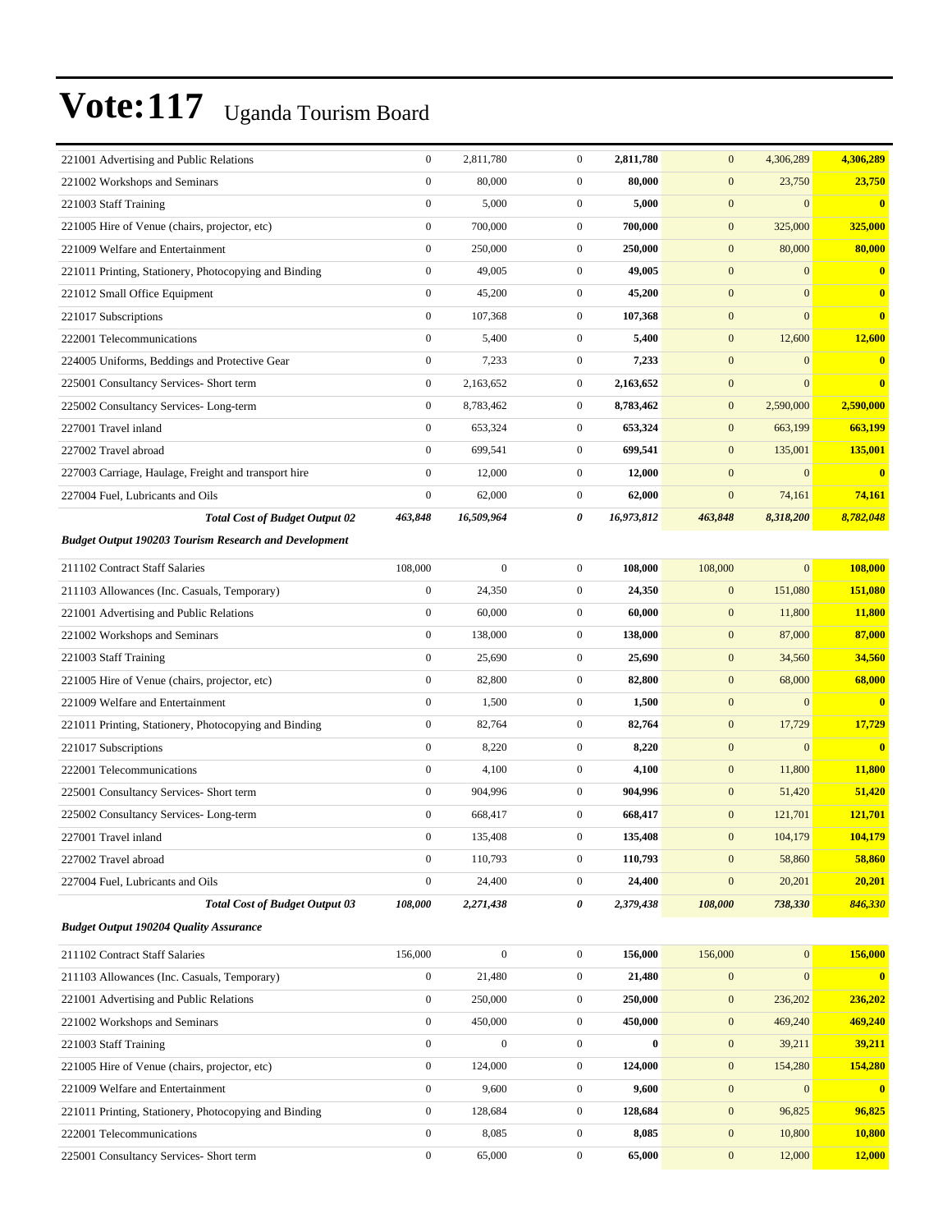# Vote:117 Uganda Tourism Board

| | | | | | | | |
|---|---|---|---|---|---|---|---|
| 221001 Advertising and Public Relations | 0 | 2,811,780 | 0 | **2,811,780** | 0 | 4,306,289 | **4,306,289** |
| 221002 Workshops and Seminars | 0 | 80,000 | 0 | **80,000** | 0 | 23,750 | **23,750** |
| 221003 Staff Training | 0 | 5,000 | 0 | **5,000** | 0 | 0 | **0** |
| 221005 Hire of Venue (chairs, projector, etc) | 0 | 700,000 | 0 | **700,000** | 0 | 325,000 | **325,000** |
| 221009 Welfare and Entertainment | 0 | 250,000 | 0 | **250,000** | 0 | 80,000 | **80,000** |
| 221011 Printing, Stationery, Photocopying and Binding | 0 | 49,005 | 0 | **49,005** | 0 | 0 | **0** |
| 221012 Small Office Equipment | 0 | 45,200 | 0 | **45,200** | 0 | 0 | **0** |
| 221017 Subscriptions | 0 | 107,368 | 0 | **107,368** | 0 | 0 | **0** |
| 222001 Telecommunications | 0 | 5,400 | 0 | **5,400** | 0 | 12,600 | **12,600** |
| 224005 Uniforms, Beddings and Protective Gear | 0 | 7,233 | 0 | **7,233** | 0 | 0 | **0** |
| 225001 Consultancy Services- Short term | 0 | 2,163,652 | 0 | **2,163,652** | 0 | 0 | **0** |
| 225002 Consultancy Services- Long-term | 0 | 8,783,462 | 0 | **8,783,462** | 0 | 2,590,000 | **2,590,000** |
| 227001 Travel inland | 0 | 653,324 | 0 | **653,324** | 0 | 663,199 | **663,199** |
| 227002 Travel abroad | 0 | 699,541 | 0 | **699,541** | 0 | 135,001 | **135,001** |
| 227003 Carriage, Haulage, Freight and transport hire | 0 | 12,000 | 0 | **12,000** | 0 | 0 | **0** |
| 227004 Fuel, Lubricants and Oils | 0 | 62,000 | 0 | **62,000** | 0 | 74,161 | **74,161** |
| ***Total Cost of Budget Output 02*** | ***463,848*** | ***16,509,964*** | ***0*** | ***16,973,812*** | ***463,848*** | ***8,318,200*** | ***8,782,048*** |
| ***Budget Output 190203 Tourism Research and Development*** | | | | | | | |
| 211102 Contract Staff Salaries | 108,000 | 0 | 0 | **108,000** | 108,000 | 0 | **108,000** |
| 211103 Allowances (Inc. Casuals, Temporary) | 0 | 24,350 | 0 | **24,350** | 0 | 151,080 | **151,080** |
| 221001 Advertising and Public Relations | 0 | 60,000 | 0 | **60,000** | 0 | 11,800 | **11,800** |
| 221002 Workshops and Seminars | 0 | 138,000 | 0 | **138,000** | 0 | 87,000 | **87,000** |
| 221003 Staff Training | 0 | 25,690 | 0 | **25,690** | 0 | 34,560 | **34,560** |
| 221005 Hire of Venue (chairs, projector, etc) | 0 | 82,800 | 0 | **82,800** | 0 | 68,000 | **68,000** |
| 221009 Welfare and Entertainment | 0 | 1,500 | 0 | **1,500** | 0 | 0 | **0** |
| 221011 Printing, Stationery, Photocopying and Binding | 0 | 82,764 | 0 | **82,764** | 0 | 17,729 | **17,729** |
| 221017 Subscriptions | 0 | 8,220 | 0 | **8,220** | 0 | 0 | **0** |
| 222001 Telecommunications | 0 | 4,100 | 0 | **4,100** | 0 | 11,800 | **11,800** |
| 225001 Consultancy Services- Short term | 0 | 904,996 | 0 | **904,996** | 0 | 51,420 | **51,420** |
| 225002 Consultancy Services- Long-term | 0 | 668,417 | 0 | **668,417** | 0 | 121,701 | **121,701** |
| 227001 Travel inland | 0 | 135,408 | 0 | **135,408** | 0 | 104,179 | **104,179** |
| 227002 Travel abroad | 0 | 110,793 | 0 | **110,793** | 0 | 58,860 | **58,860** |
| 227004 Fuel, Lubricants and Oils | 0 | 24,400 | 0 | **24,400** | 0 | 20,201 | **20,201** |
| ***Total Cost of Budget Output 03*** | ***108,000*** | ***2,271,438*** | ***0*** | ***2,379,438*** | ***108,000*** | ***738,330*** | ***846,330*** |
| ***Budget Output 190204 Quality Assurance*** | | | | | | | |
| 211102 Contract Staff Salaries | 156,000 | 0 | 0 | **156,000** | 156,000 | 0 | **156,000** |
| 211103 Allowances (Inc. Casuals, Temporary) | 0 | 21,480 | 0 | **21,480** | 0 | 0 | **0** |
| 221001 Advertising and Public Relations | 0 | 250,000 | 0 | **250,000** | 0 | 236,202 | **236,202** |
| 221002 Workshops and Seminars | 0 | 450,000 | 0 | **450,000** | 0 | 469,240 | **469,240** |
| 221003 Staff Training | 0 | 0 | 0 | **0** | 0 | 39,211 | **39,211** |
| 221005 Hire of Venue (chairs, projector, etc) | 0 | 124,000 | 0 | **124,000** | 0 | 154,280 | **154,280** |
| 221009 Welfare and Entertainment | 0 | 9,600 | 0 | **9,600** | 0 | 0 | **0** |
| 221011 Printing, Stationery, Photocopying and Binding | 0 | 128,684 | 0 | **128,684** | 0 | 96,825 | **96,825** |
| 222001 Telecommunications | 0 | 8,085 | 0 | **8,085** | 0 | 10,800 | **10,800** |
| 225001 Consultancy Services- Short term | 0 | 65,000 | 0 | **65,000** | 0 | 12,000 | **12,000** |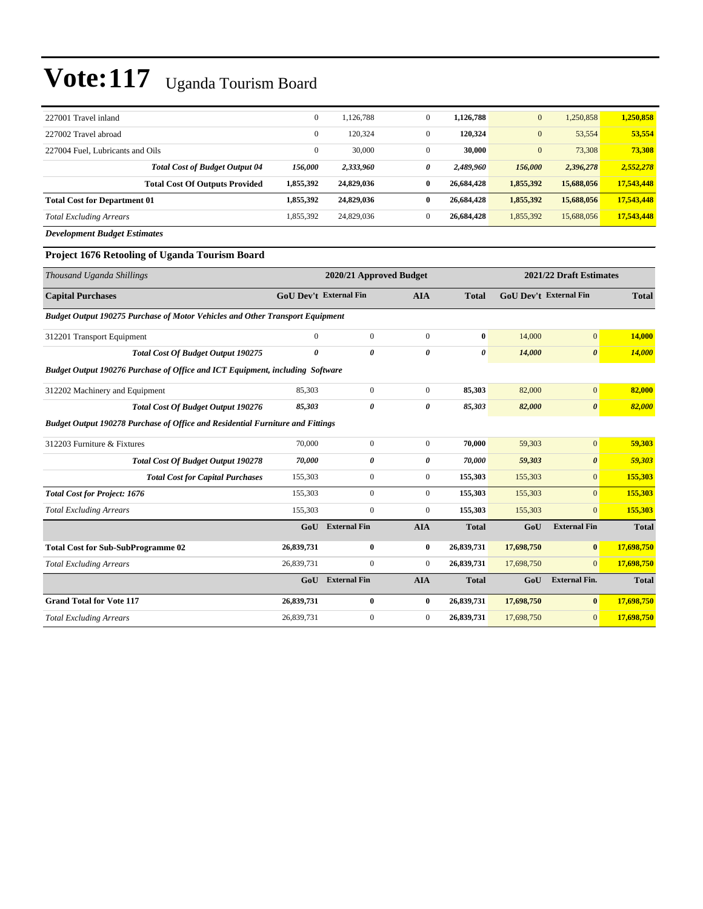# Vote:117 Uganda Tourism Board

| | | | | | | | |
|---|---|---|---|---|---|---|---|
| 227001 Travel inland | 0 | 1,126,788 | 0 | **1,126,788** | 0 | 1,250,858 | **1,250,858** |
| 227002 Travel abroad | 0 | 120,324 | 0 | **120,324** | 0 | 53,554 | **53,554** |
| 227004 Fuel, Lubricants and Oils | 0 | 30,000 | 0 | **30,000** | 0 | 73,308 | **73,308** |
| ***Total Cost of Budget Output 04*** | ***156,000*** | ***2,333,960*** | ***0*** | ***2,489,960*** | ***156,000*** | ***2,396,278*** | ***2,552,278*** |
| **Total Cost Of Outputs Provided** | **1,855,392** | **24,829,036** | **0** | **26,684,428** | **1,855,392** | **15,688,056** | **17,543,448** |
| **Total Cost for Department 01** | **1,855,392** | **24,829,036** | **0** | **26,684,428** | **1,855,392** | **15,688,056** | **17,543,448** |
| *Total Excluding Arrears* | 1,855,392 | 24,829,036 | 0 | **26,684,428** | 1,855,392 | 15,688,056 | **17,543,448** |

***Development Budget Estimates***

### Project 1676 Retooling of Uganda Tourism Board

| *Thousand Uganda Shillings* | 2020/21 Approved Budget | | | | 2021/22 Draft Estimates | | |
|---|---|---|---|---|---|---|---|
| **Capital Purchases** | **GoU Dev't** | **External Fin** | **AIA** | **Total** | **GoU Dev't** | **External Fin** | **Total** |
| ***Budget Output 190275 Purchase of Motor Vehicles and Other Transport Equipment*** | | | | | | | |
| 312201 Transport Equipment | 0 | 0 | 0 | **0** | 14,000 | 0 | **14,000** |
| ***Total Cost Of Budget Output 190275*** | ***0*** | ***0*** | ***0*** | ***0*** | ***14,000*** | ***0*** | ***14,000*** |
| ***Budget Output 190276 Purchase of Office and ICT Equipment, including Software*** | | | | | | | |
| 312202 Machinery and Equipment | 85,303 | 0 | 0 | **85,303** | 82,000 | 0 | **82,000** |
| ***Total Cost Of Budget Output 190276*** | ***85,303*** | ***0*** | ***0*** | ***85,303*** | ***82,000*** | ***0*** | ***82,000*** |
| ***Budget Output 190278 Purchase of Office and Residential Furniture and Fittings*** | | | | | | | |
| 312203 Furniture & Fixtures | 70,000 | 0 | 0 | **70,000** | 59,303 | 0 | **59,303** |
| ***Total Cost Of Budget Output 190278*** | ***70,000*** | ***0*** | ***0*** | ***70,000*** | ***59,303*** | ***0*** | ***59,303*** |
| ***Total Cost for Capital Purchases*** | 155,303 | 0 | 0 | **155,303** | 155,303 | 0 | **155,303** |
| ***Total Cost for Project: 1676*** | 155,303 | 0 | 0 | **155,303** | 155,303 | 0 | **155,303** |
| *Total Excluding Arrears* | 155,303 | 0 | 0 | **155,303** | 155,303 | 0 | **155,303** |
| | **GoU** | **External Fin** | **AIA** | **Total** | **GoU** | **External Fin** | **Total** |
| **Total Cost for Sub-SubProgramme 02** | **26,839,731** | **0** | **0** | **26,839,731** | **17,698,750** | **0** | **17,698,750** |
| *Total Excluding Arrears* | 26,839,731 | 0 | 0 | **26,839,731** | 17,698,750 | 0 | **17,698,750** |
| | **GoU** | **External Fin** | **AIA** | **Total** | **GoU** | **External Fin.** | **Total** |
| **Grand Total for Vote 117** | **26,839,731** | **0** | **0** | **26,839,731** | **17,698,750** | **0** | **17,698,750** |
| *Total Excluding Arrears* | 26,839,731 | 0 | 0 | **26,839,731** | 17,698,750 | 0 | **17,698,750** |